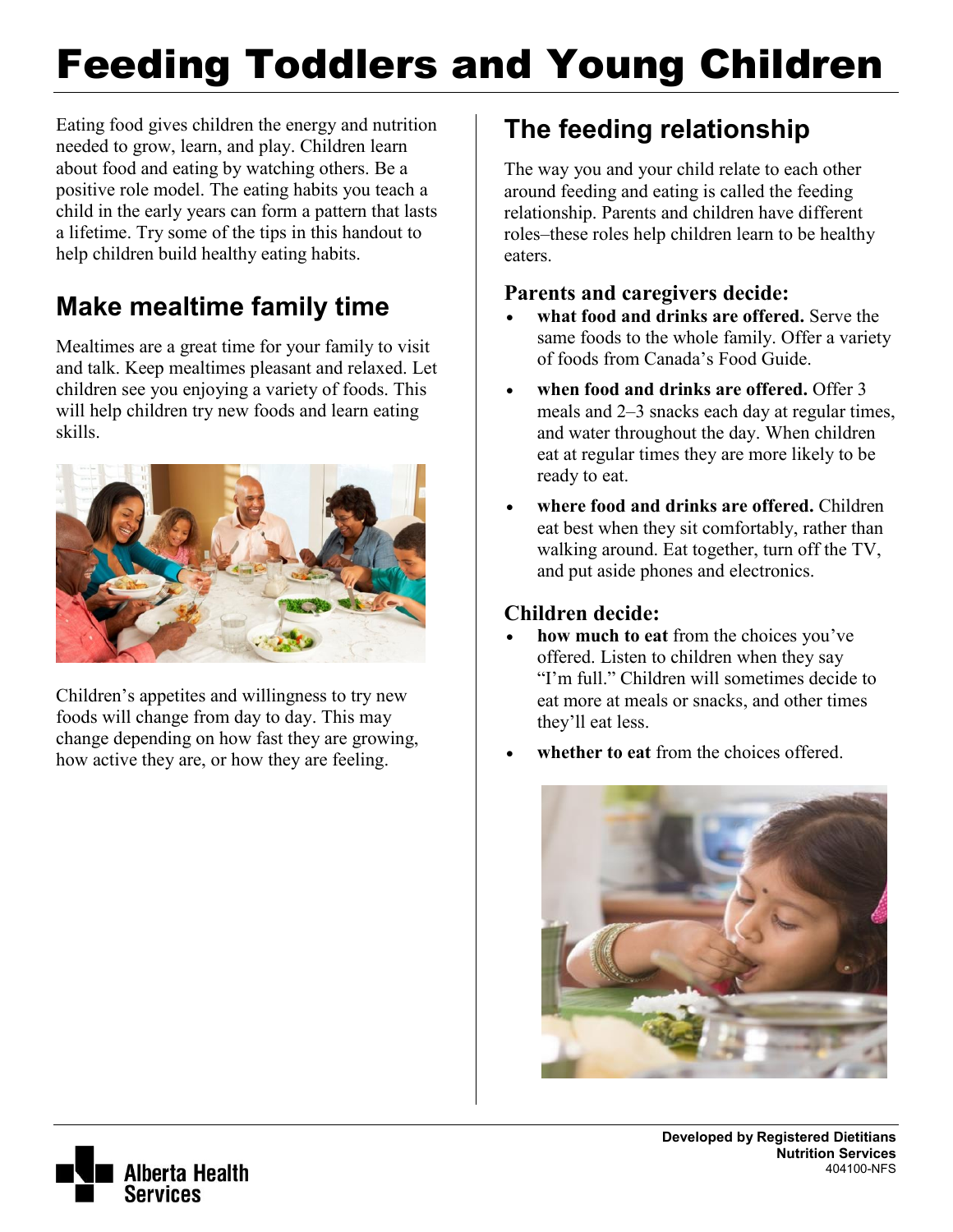# Feeding Toddlers and Young Children

Eating food gives children the energy and nutrition needed to grow, learn, and play. Children learn about food and eating by watching others. Be a positive role model. The eating habits you teach a child in the early years can form a pattern that lasts a lifetime. Try some of the tips in this handout to help children build healthy eating habits.

## Make mealtime family time

Mealtimes are a great time for your family to visit and talk. Keep mealtimes pleasant and relaxed. Let children see you enjoying a variety of foods. This will help children try new foods and learn eating skills.

Children's appetites and willingness to try new foods will change from day to day. This may change depending on how fast they are growing, how active they are, or how they are feeling.

## The feeding relationship

The way you and your child relate to each other around feeding and eating is called the feeding relationship. Parents and children have different roles–these roles help children learn to be healthy eaters.

### Parents and caregivers decide:

- **what food and drinks are offered.** Serve the same foods to the whole family. Offer a variety of foods from Canada's Food Guide.
- **when food and drinks are offered.** Offer 3 meals and 2–3 snacks each day at regular times, and water throughout the day. When children eat at regular times they are more likely to be ready to eat.
- **where food and drinks are offered.** Children eat best when they sit comfortably, rather than walking around. Eat together, turn off the TV, and put aside phones and electronics.

### Children decide:

- **how much to eat** from the choices you've offered. Listen to children when they say "I'm full." Children will sometimes decide to eat more at meals or snacks, and other times they'll eat less.
- **whether to eat** from the choices offered.

Developed by Registered Dietitians
Nutrition Services
404100-NFS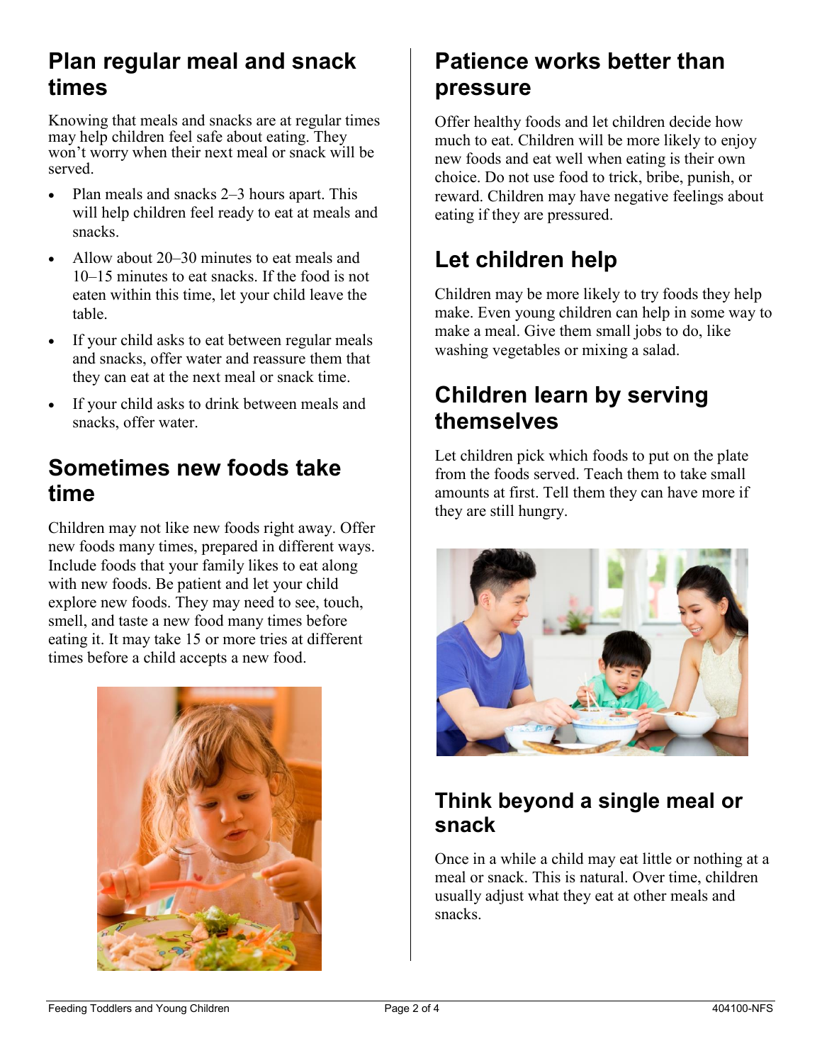## Plan regular meal and snack times

Knowing that meals and snacks are at regular times may help children feel safe about eating. They won't worry when their next meal or snack will be served.

- Plan meals and snacks 2–3 hours apart. This will help children feel ready to eat at meals and snacks.
- Allow about 20–30 minutes to eat meals and 10–15 minutes to eat snacks. If the food is not eaten within this time, let your child leave the table.
- If your child asks to eat between regular meals and snacks, offer water and reassure them that they can eat at the next meal or snack time.
- If your child asks to drink between meals and snacks, offer water.

## Sometimes new foods take time

Children may not like new foods right away. Offer new foods many times, prepared in different ways. Include foods that your family likes to eat along with new foods. Be patient and let your child explore new foods. They may need to see, touch, smell, and taste a new food many times before eating it. It may take 15 or more tries at different times before a child accepts a new food.

## Patience works better than pressure

Offer healthy foods and let children decide how much to eat. Children will be more likely to enjoy new foods and eat well when eating is their own choice. Do not use food to trick, bribe, punish, or reward. Children may have negative feelings about eating if they are pressured.

## Let children help

Children may be more likely to try foods they help make. Even young children can help in some way to make a meal. Give them small jobs to do, like washing vegetables or mixing a salad.

## Children learn by serving themselves

Let children pick which foods to put on the plate from the foods served. Teach them to take small amounts at first. Tell them they can have more if they are still hungry.

## Think beyond a single meal or snack

Once in a while a child may eat little or nothing at a meal or snack. This is natural. Over time, children usually adjust what they eat at other meals and snacks.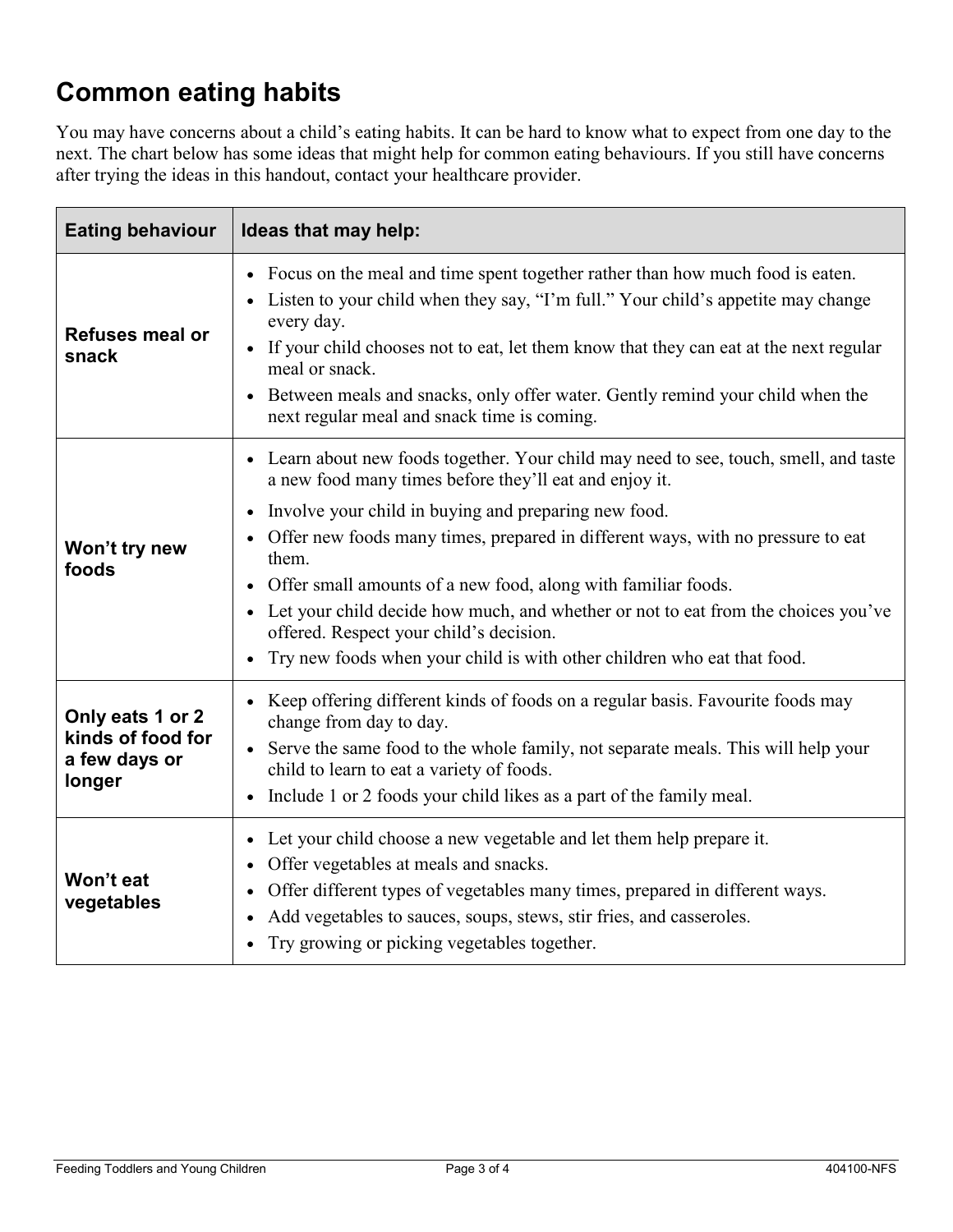## Common eating habits

You may have concerns about a child's eating habits. It can be hard to know what to expect from one day to the next. The chart below has some ideas that might help for common eating behaviours. If you still have concerns after trying the ideas in this handout, contact your healthcare provider.

| Eating behaviour | Ideas that may help: |
| --- | --- |
| **Refuses meal or snack** | • Focus on the meal and time spent together rather than how much food is eaten.<br>• Listen to your child when they say, "I'm full." Your child's appetite may change every day.<br>• If your child chooses not to eat, let them know that they can eat at the next regular meal or snack.<br>• Between meals and snacks, only offer water. Gently remind your child when the next regular meal and snack time is coming. |
| **Won't try new foods** | • Learn about new foods together. Your child may need to see, touch, smell, and taste a new food many times before they'll eat and enjoy it.<br>• Involve your child in buying and preparing new food.<br>• Offer new foods many times, prepared in different ways, with no pressure to eat them.<br>• Offer small amounts of a new food, along with familiar foods.<br>• Let your child decide how much, and whether or not to eat from the choices you've offered. Respect your child's decision.<br>• Try new foods when your child is with other children who eat that food. |
| **Only eats 1 or 2 kinds of food for a few days or longer** | • Keep offering different kinds of foods on a regular basis. Favourite foods may change from day to day.<br>• Serve the same food to the whole family, not separate meals. This will help your child to learn to eat a variety of foods.<br>• Include 1 or 2 foods your child likes as a part of the family meal. |
| **Won't eat vegetables** | • Let your child choose a new vegetable and let them help prepare it.<br>• Offer vegetables at meals and snacks.<br>• Offer different types of vegetables many times, prepared in different ways.<br>• Add vegetables to sauces, soups, stews, stir fries, and casseroles.<br>• Try growing or picking vegetables together. |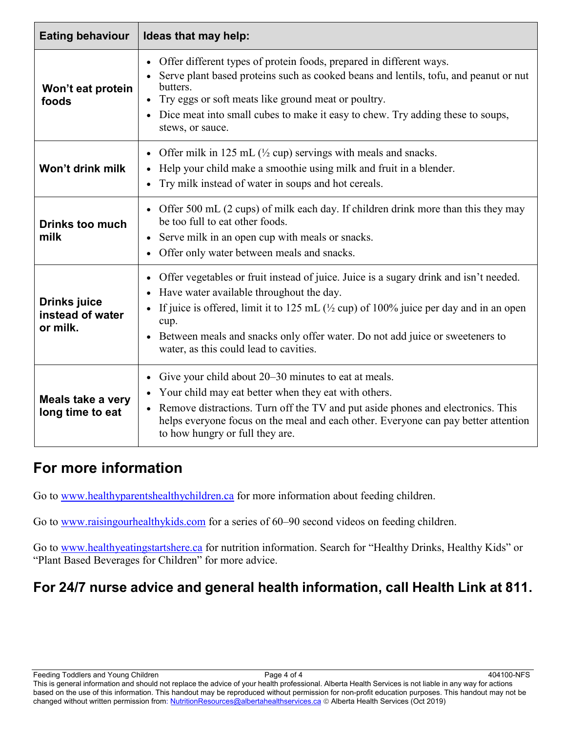| Eating behaviour | Ideas that may help: |
| --- | --- |
| **Won't eat protein foods** | • Offer different types of protein foods, prepared in different ways.<br>• Serve plant based proteins such as cooked beans and lentils, tofu, and peanut or nut butters.<br>• Try eggs or soft meats like ground meat or poultry.<br>• Dice meat into small cubes to make it easy to chew. Try adding these to soups, stews, or sauce. |
| **Won't drink milk** | • Offer milk in 125 mL (½ cup) servings with meals and snacks.<br>• Help your child make a smoothie using milk and fruit in a blender.<br>• Try milk instead of water in soups and hot cereals. |
| **Drinks too much milk** | • Offer 500 mL (2 cups) of milk each day. If children drink more than this they may be too full to eat other foods.<br>• Serve milk in an open cup with meals or snacks.<br>• Offer only water between meals and snacks. |
| **Drinks juice instead of water or milk.** | • Offer vegetables or fruit instead of juice. Juice is a sugary drink and isn't needed.<br>• Have water available throughout the day.<br>• If juice is offered, limit it to 125 mL (½ cup) of 100% juice per day and in an open cup.<br>• Between meals and snacks only offer water. Do not add juice or sweeteners to water, as this could lead to cavities. |
| **Meals take a very long time to eat** | • Give your child about 20–30 minutes to eat at meals.<br>• Your child may eat better when they eat with others.<br>• Remove distractions. Turn off the TV and put aside phones and electronics. This helps everyone focus on the meal and each other. Everyone can pay better attention to how hungry or full they are. |

## For more information

Go to www.healthyparentshealthychildren.ca for more information about feeding children.

Go to www.raisingourhealthykids.com for a series of 60–90 second videos on feeding children.

Go to www.healthyeatingstartshere.ca for nutrition information. Search for "Healthy Drinks, Healthy Kids" or "Plant Based Beverages for Children" for more advice.

## For 24/7 nurse advice and general health information, call Health Link at 811.

This is general information and should not replace the advice of your health professional. Alberta Health Services is not liable in any way for actions based on the use of this information. This handout may be reproduced without permission for non-profit education purposes. This handout may not be changed without written permission from: NutritionResources@albertahealthservices.ca © Alberta Health Services (Oct 2019)